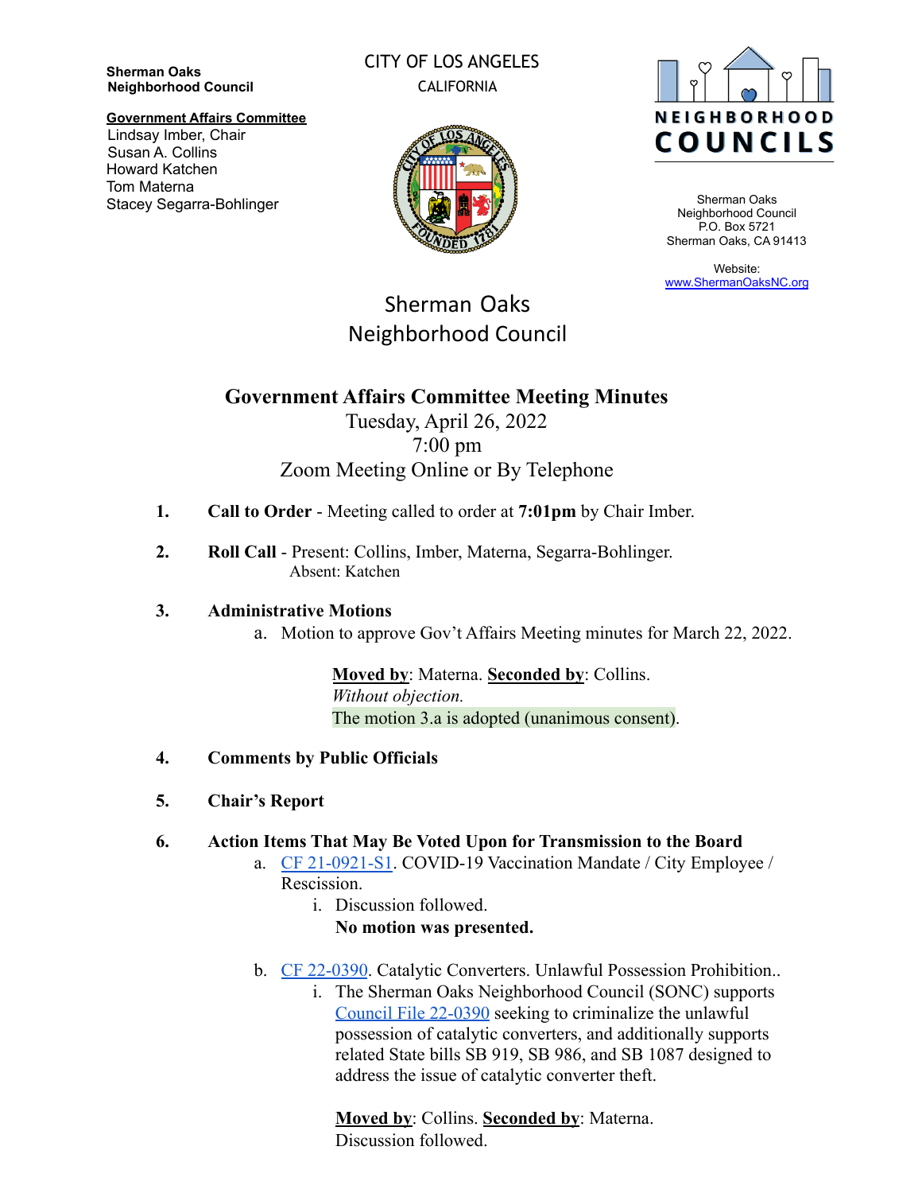**Sherman Oaks Neighborhood Council**

**Government Affairs Committee**
Lindsay Imber, Chair
Susan A. Collins
Howard Katchen
Tom Materna
Stacey Segarra-Bohlinger

CITY OF LOS ANGELES
CALIFORNIA

NEIGHBORHOOD COUNCILS

Sherman Oaks Neighborhood Council
P.O. Box 5721
Sherman Oaks, CA 91413

Website:
[www.ShermanOaksNC.org](http://www.ShermanOaksNC.org)

# Sherman Oaks Neighborhood Council

## Government Affairs Committee Meeting Minutes

Tuesday, April 26, 2022
7:00 pm
Zoom Meeting Online or By Telephone

1. **Call to Order** - Meeting called to order at **7:01pm** by Chair Imber.

2. **Roll Call** - Present: Collins, Imber, Materna, Segarra-Bohlinger.
   Absent: Katchen

3. **Administrative Motions**
   a. Motion to approve Gov't Affairs Meeting minutes for March 22, 2022.

      **Moved by**: Materna. **Seconded by**: Collins.
      *Without objection.*
      The motion 3.a is adopted (unanimous consent).

4. **Comments by Public Officials**

5. **Chair's Report**

6. **Action Items That May Be Voted Upon for Transmission to the Board**
   a. CF 21-0921-S1. COVID-19 Vaccination Mandate / City Employee / Rescission.
      i. Discussion followed.
         **No motion was presented.**

   b. CF 22-0390. Catalytic Converters. Unlawful Possession Prohibition..
      i. The Sherman Oaks Neighborhood Council (SONC) supports Council File 22-0390 seeking to criminalize the unlawful possession of catalytic converters, and additionally supports related State bills SB 919, SB 986, and SB 1087 designed to address the issue of catalytic converter theft.

         **Moved by**: Collins. **Seconded by**: Materna.
         Discussion followed.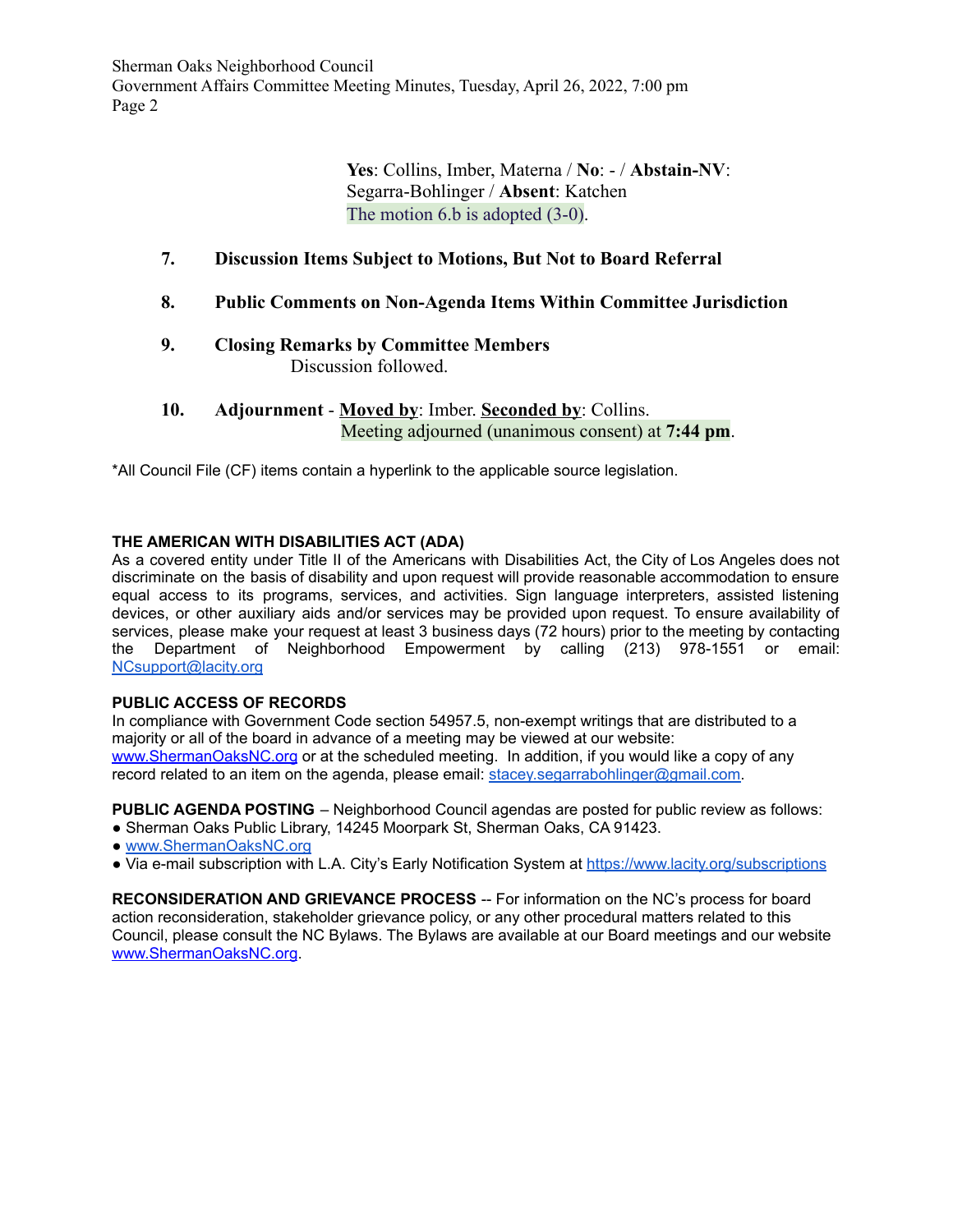**Yes**: Collins, Imber, Materna / **No**: - / **Abstain-NV**: Segarra-Bohlinger / **Absent**: Katchen
The motion 6.b is adopted (3-0).

7. **Discussion Items Subject to Motions, But Not to Board Referral**

8. **Public Comments on Non-Agenda Items Within Committee Jurisdiction**

9. **Closing Remarks by Committee Members**
   Discussion followed.

10. **Adjournment** - **Moved by**: Imber. **Seconded by**: Collins.
    Meeting adjourned (unanimous consent) at **7:44 pm**.

*All Council File (CF) items contain a hyperlink to the applicable source legislation.

**THE AMERICAN WITH DISABILITIES ACT (ADA)**
As a covered entity under Title II of the Americans with Disabilities Act, the City of Los Angeles does not discriminate on the basis of disability and upon request will provide reasonable accommodation to ensure equal access to its programs, services, and activities. Sign language interpreters, assisted listening devices, or other auxiliary aids and/or services may be provided upon request. To ensure availability of services, please make your request at least 3 business days (72 hours) prior to the meeting by contacting the Department of Neighborhood Empowerment by calling (213) 978-1551 or email: NCsupport@lacity.org

**PUBLIC ACCESS OF RECORDS**
In compliance with Government Code section 54957.5, non-exempt writings that are distributed to a majority or all of the board in advance of a meeting may be viewed at our website: www.ShermanOaksNC.org or at the scheduled meeting. In addition, if you would like a copy of any record related to an item on the agenda, please email: stacey.segarrabohlinger@gmail.com.

**PUBLIC AGENDA POSTING** – Neighborhood Council agendas are posted for public review as follows:

- Sherman Oaks Public Library, 14245 Moorpark St, Sherman Oaks, CA 91423.
- www.ShermanOaksNC.org
- Via e-mail subscription with L.A. City's Early Notification System at https://www.lacity.org/subscriptions

**RECONSIDERATION AND GRIEVANCE PROCESS** -- For information on the NC's process for board action reconsideration, stakeholder grievance policy, or any other procedural matters related to this Council, please consult the NC Bylaws. The Bylaws are available at our Board meetings and our website www.ShermanOaksNC.org.